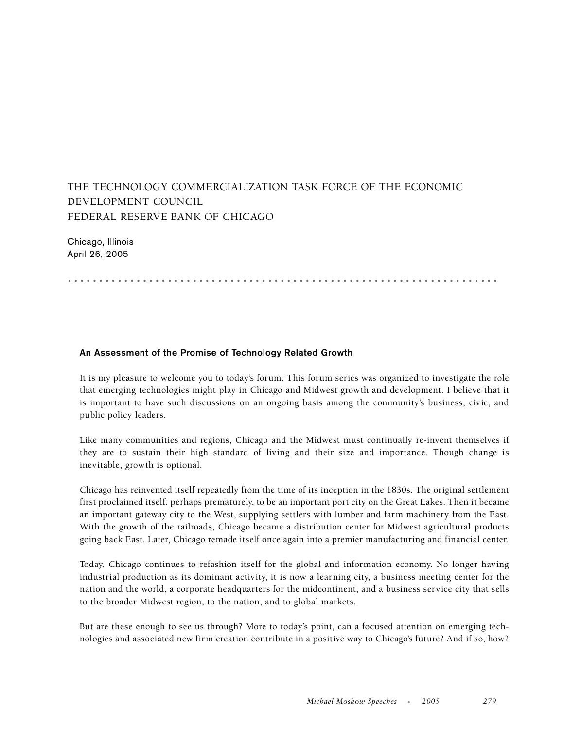# THE TECHNOLOGY COMMERCIALIZATION TASK FORCE OF THE ECONOMIC DEVELOPMENT COUNCIL
# FEDERAL RESERVE BANK OF CHICAGO

Chicago, Illinois
April 26, 2005

## An Assessment of the Promise of Technology Related Growth

It is my pleasure to welcome you to today's forum. This forum series was organized to investigate the role that emerging technologies might play in Chicago and Midwest growth and development. I believe that it is important to have such discussions on an ongoing basis among the community's business, civic, and public policy leaders.

Like many communities and regions, Chicago and the Midwest must continually re-invent themselves if they are to sustain their high standard of living and their size and importance. Though change is inevitable, growth is optional.

Chicago has reinvented itself repeatedly from the time of its inception in the 1830s. The original settlement first proclaimed itself, perhaps prematurely, to be an important port city on the Great Lakes. Then it became an important gateway city to the West, supplying settlers with lumber and farm machinery from the East. With the growth of the railroads, Chicago became a distribution center for Midwest agricultural products going back East. Later, Chicago remade itself once again into a premier manufacturing and financial center.

Today, Chicago continues to refashion itself for the global and information economy. No longer having industrial production as its dominant activity, it is now a learning city, a business meeting center for the nation and the world, a corporate headquarters for the midcontinent, and a business service city that sells to the broader Midwest region, to the nation, and to global markets.

But are these enough to see us through? More to today's point, can a focused attention on emerging technologies and associated new firm creation contribute in a positive way to Chicago's future? And if so, how?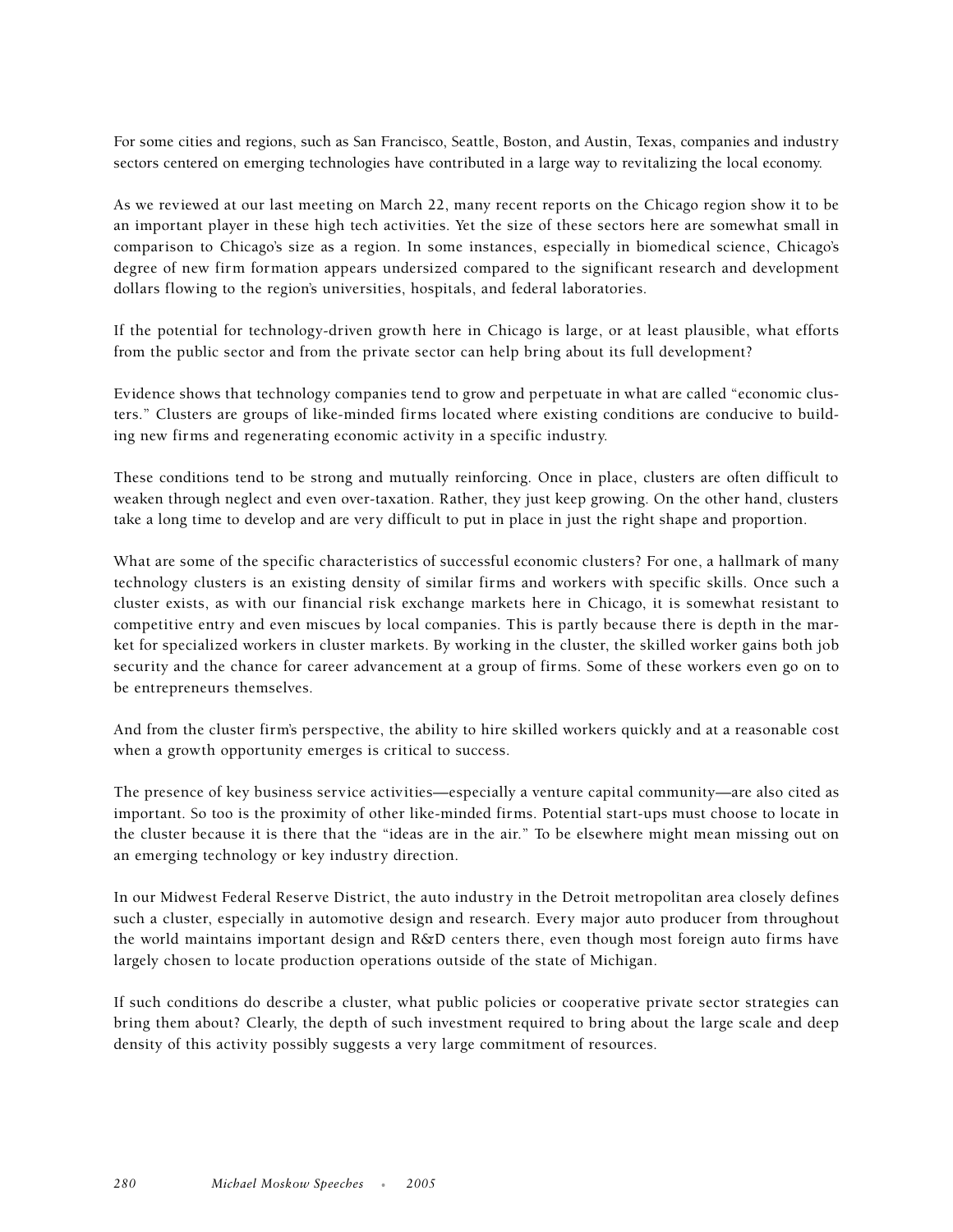For some cities and regions, such as San Francisco, Seattle, Boston, and Austin, Texas, companies and industry sectors centered on emerging technologies have contributed in a large way to revitalizing the local economy.

As we reviewed at our last meeting on March 22, many recent reports on the Chicago region show it to be an important player in these high tech activities. Yet the size of these sectors here are somewhat small in comparison to Chicago's size as a region. In some instances, especially in biomedical science, Chicago's degree of new firm formation appears undersized compared to the significant research and development dollars flowing to the region's universities, hospitals, and federal laboratories.

If the potential for technology-driven growth here in Chicago is large, or at least plausible, what efforts from the public sector and from the private sector can help bring about its full development?

Evidence shows that technology companies tend to grow and perpetuate in what are called "economic clusters." Clusters are groups of like-minded firms located where existing conditions are conducive to building new firms and regenerating economic activity in a specific industry.

These conditions tend to be strong and mutually reinforcing. Once in place, clusters are often difficult to weaken through neglect and even over-taxation. Rather, they just keep growing. On the other hand, clusters take a long time to develop and are very difficult to put in place in just the right shape and proportion.

What are some of the specific characteristics of successful economic clusters? For one, a hallmark of many technology clusters is an existing density of similar firms and workers with specific skills. Once such a cluster exists, as with our financial risk exchange markets here in Chicago, it is somewhat resistant to competitive entry and even miscues by local companies. This is partly because there is depth in the market for specialized workers in cluster markets. By working in the cluster, the skilled worker gains both job security and the chance for career advancement at a group of firms. Some of these workers even go on to be entrepreneurs themselves.

And from the cluster firm's perspective, the ability to hire skilled workers quickly and at a reasonable cost when a growth opportunity emerges is critical to success.

The presence of key business service activities—especially a venture capital community—are also cited as important. So too is the proximity of other like-minded firms. Potential start-ups must choose to locate in the cluster because it is there that the "ideas are in the air." To be elsewhere might mean missing out on an emerging technology or key industry direction.

In our Midwest Federal Reserve District, the auto industry in the Detroit metropolitan area closely defines such a cluster, especially in automotive design and research. Every major auto producer from throughout the world maintains important design and R&D centers there, even though most foreign auto firms have largely chosen to locate production operations outside of the state of Michigan.

If such conditions do describe a cluster, what public policies or cooperative private sector strategies can bring them about? Clearly, the depth of such investment required to bring about the large scale and deep density of this activity possibly suggests a very large commitment of resources.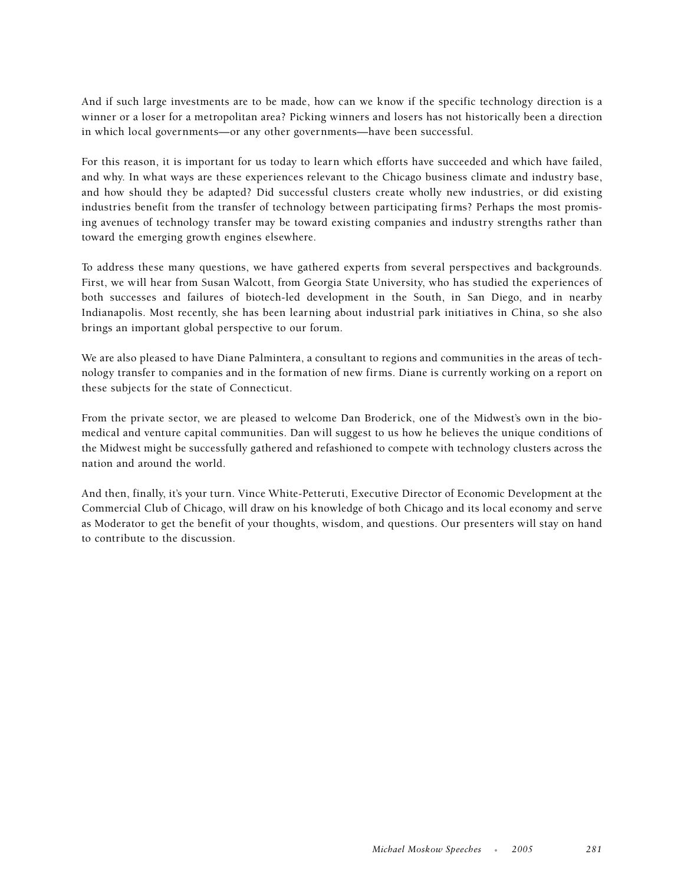And if such large investments are to be made, how can we know if the specific technology direction is a winner or a loser for a metropolitan area? Picking winners and losers has not historically been a direction in which local governments—or any other governments—have been successful.

For this reason, it is important for us today to learn which efforts have succeeded and which have failed, and why. In what ways are these experiences relevant to the Chicago business climate and industry base, and how should they be adapted? Did successful clusters create wholly new industries, or did existing industries benefit from the transfer of technology between participating firms? Perhaps the most promising avenues of technology transfer may be toward existing companies and industry strengths rather than toward the emerging growth engines elsewhere.

To address these many questions, we have gathered experts from several perspectives and backgrounds. First, we will hear from Susan Walcott, from Georgia State University, who has studied the experiences of both successes and failures of biotech-led development in the South, in San Diego, and in nearby Indianapolis. Most recently, she has been learning about industrial park initiatives in China, so she also brings an important global perspective to our forum.

We are also pleased to have Diane Palmintera, a consultant to regions and communities in the areas of technology transfer to companies and in the formation of new firms. Diane is currently working on a report on these subjects for the state of Connecticut.

From the private sector, we are pleased to welcome Dan Broderick, one of the Midwest's own in the biomedical and venture capital communities. Dan will suggest to us how he believes the unique conditions of the Midwest might be successfully gathered and refashioned to compete with technology clusters across the nation and around the world.

And then, finally, it's your turn. Vince White-Petteruti, Executive Director of Economic Development at the Commercial Club of Chicago, will draw on his knowledge of both Chicago and its local economy and serve as Moderator to get the benefit of your thoughts, wisdom, and questions. Our presenters will stay on hand to contribute to the discussion.